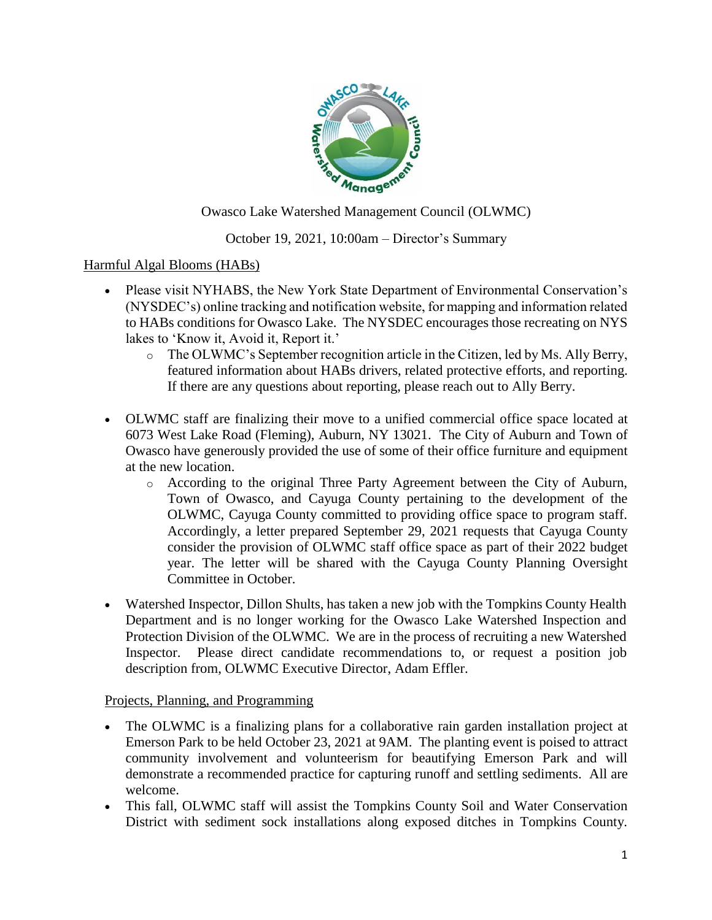Owasco Lake Watershed Management Council (OLWMC)

October 19, 2021, 10:00am – Director's Summary

## Harmful Algal Blooms (HABs)

- Please visit NYHABS, the New York State Department of Environmental Conservation's (NYSDEC's) online tracking and notification website, for mapping and information related to HABs conditions for Owasco Lake. The NYSDEC encourages those recreating on NYS lakes to 'Know it, Avoid it, Report it.'
  - The OLWMC's September recognition article in the Citizen, led by Ms. Ally Berry, featured information about HABs drivers, related protective efforts, and reporting. If there are any questions about reporting, please reach out to Ally Berry.

- OLWMC staff are finalizing their move to a unified commercial office space located at 6073 West Lake Road (Fleming), Auburn, NY 13021. The City of Auburn and Town of Owasco have generously provided the use of some of their office furniture and equipment at the new location.
  - According to the original Three Party Agreement between the City of Auburn, Town of Owasco, and Cayuga County pertaining to the development of the OLWMC, Cayuga County committed to providing office space to program staff. Accordingly, a letter prepared September 29, 2021 requests that Cayuga County consider the provision of OLWMC staff office space as part of their 2022 budget year. The letter will be shared with the Cayuga County Planning Oversight Committee in October.

- Watershed Inspector, Dillon Shults, has taken a new job with the Tompkins County Health Department and is no longer working for the Owasco Lake Watershed Inspection and Protection Division of the OLWMC. We are in the process of recruiting a new Watershed Inspector. Please direct candidate recommendations to, or request a position job description from, OLWMC Executive Director, Adam Effler.

## Projects, Planning, and Programming

- The OLWMC is a finalizing plans for a collaborative rain garden installation project at Emerson Park to be held October 23, 2021 at 9AM. The planting event is poised to attract community involvement and volunteerism for beautifying Emerson Park and will demonstrate a recommended practice for capturing runoff and settling sediments. All are welcome.
- This fall, OLWMC staff will assist the Tompkins County Soil and Water Conservation District with sediment sock installations along exposed ditches in Tompkins County.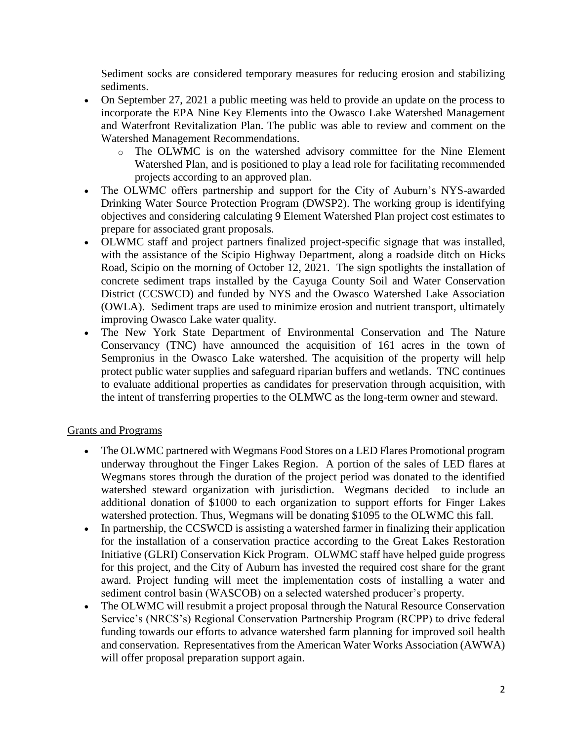Sediment socks are considered temporary measures for reducing erosion and stabilizing sediments.

- On September 27, 2021 a public meeting was held to provide an update on the process to incorporate the EPA Nine Key Elements into the Owasco Lake Watershed Management and Waterfront Revitalization Plan. The public was able to review and comment on the Watershed Management Recommendations.
  - The OLWMC is on the watershed advisory committee for the Nine Element Watershed Plan, and is positioned to play a lead role for facilitating recommended projects according to an approved plan.
- The OLWMC offers partnership and support for the City of Auburn's NYS-awarded Drinking Water Source Protection Program (DWSP2). The working group is identifying objectives and considering calculating 9 Element Watershed Plan project cost estimates to prepare for associated grant proposals.
- OLWMC staff and project partners finalized project-specific signage that was installed, with the assistance of the Scipio Highway Department, along a roadside ditch on Hicks Road, Scipio on the morning of October 12, 2021. The sign spotlights the installation of concrete sediment traps installed by the Cayuga County Soil and Water Conservation District (CCSWCD) and funded by NYS and the Owasco Watershed Lake Association (OWLA). Sediment traps are used to minimize erosion and nutrient transport, ultimately improving Owasco Lake water quality.
- The New York State Department of Environmental Conservation and The Nature Conservancy (TNC) have announced the acquisition of 161 acres in the town of Sempronius in the Owasco Lake watershed. The acquisition of the property will help protect public water supplies and safeguard riparian buffers and wetlands. TNC continues to evaluate additional properties as candidates for preservation through acquisition, with the intent of transferring properties to the OLMWC as the long-term owner and steward.

## Grants and Programs

- The OLWMC partnered with Wegmans Food Stores on a LED Flares Promotional program underway throughout the Finger Lakes Region. A portion of the sales of LED flares at Wegmans stores through the duration of the project period was donated to the identified watershed steward organization with jurisdiction. Wegmans decided to include an additional donation of $1000 to each organization to support efforts for Finger Lakes watershed protection. Thus, Wegmans will be donating $1095 to the OLWMC this fall.
- In partnership, the CCSWCD is assisting a watershed farmer in finalizing their application for the installation of a conservation practice according to the Great Lakes Restoration Initiative (GLRI) Conservation Kick Program. OLWMC staff have helped guide progress for this project, and the City of Auburn has invested the required cost share for the grant award. Project funding will meet the implementation costs of installing a water and sediment control basin (WASCOB) on a selected watershed producer's property.
- The OLWMC will resubmit a project proposal through the Natural Resource Conservation Service's (NRCS's) Regional Conservation Partnership Program (RCPP) to drive federal funding towards our efforts to advance watershed farm planning for improved soil health and conservation. Representatives from the American Water Works Association (AWWA) will offer proposal preparation support again.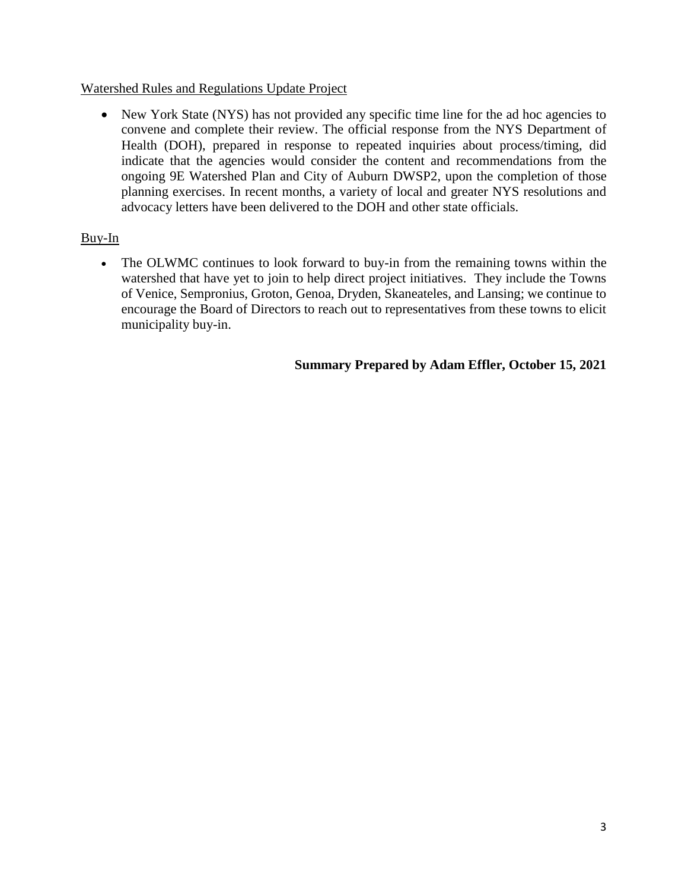Watershed Rules and Regulations Update Project

- New York State (NYS) has not provided any specific time line for the ad hoc agencies to convene and complete their review. The official response from the NYS Department of Health (DOH), prepared in response to repeated inquiries about process/timing, did indicate that the agencies would consider the content and recommendations from the ongoing 9E Watershed Plan and City of Auburn DWSP2, upon the completion of those planning exercises. In recent months, a variety of local and greater NYS resolutions and advocacy letters have been delivered to the DOH and other state officials.

Buy-In

- The OLWMC continues to look forward to buy-in from the remaining towns within the watershed that have yet to join to help direct project initiatives. They include the Towns of Venice, Sempronius, Groton, Genoa, Dryden, Skaneateles, and Lansing; we continue to encourage the Board of Directors to reach out to representatives from these towns to elicit municipality buy-in.

**Summary Prepared by Adam Effler, October 15, 2021**